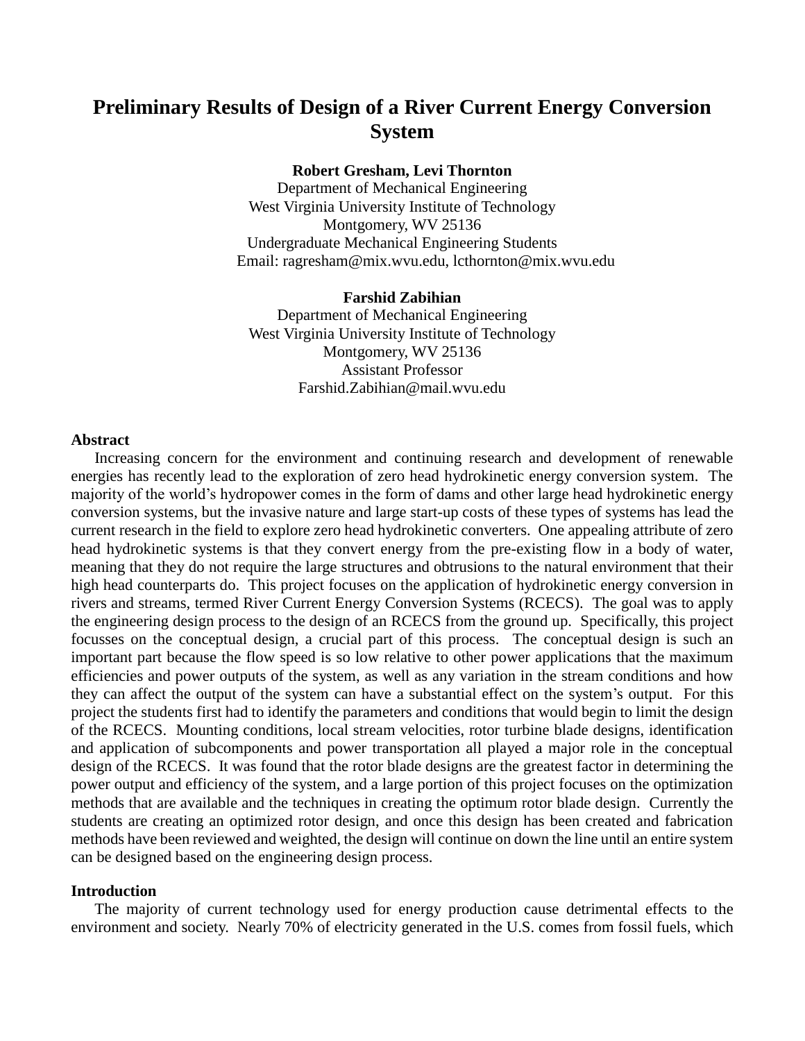# Preliminary Results of Design of a River Current Energy Conversion System

**Robert Gresham, Levi Thornton**
Department of Mechanical Engineering
West Virginia University Institute of Technology
Montgomery, WV 25136
Undergraduate Mechanical Engineering Students
Email: ragresham@mix.wvu.edu, lcthornton@mix.wvu.edu

**Farshid Zabihian**
Department of Mechanical Engineering
West Virginia University Institute of Technology
Montgomery, WV 25136
Assistant Professor
Farshid.Zabihian@mail.wvu.edu

## Abstract

Increasing concern for the environment and continuing research and development of renewable energies has recently lead to the exploration of zero head hydrokinetic energy conversion system. The majority of the world's hydropower comes in the form of dams and other large head hydrokinetic energy conversion systems, but the invasive nature and large start-up costs of these types of systems has lead the current research in the field to explore zero head hydrokinetic converters. One appealing attribute of zero head hydrokinetic systems is that they convert energy from the pre-existing flow in a body of water, meaning that they do not require the large structures and obtrusions to the natural environment that their high head counterparts do. This project focuses on the application of hydrokinetic energy conversion in rivers and streams, termed River Current Energy Conversion Systems (RCECS). The goal was to apply the engineering design process to the design of an RCECS from the ground up. Specifically, this project focusses on the conceptual design, a crucial part of this process. The conceptual design is such an important part because the flow speed is so low relative to other power applications that the maximum efficiencies and power outputs of the system, as well as any variation in the stream conditions and how they can affect the output of the system can have a substantial effect on the system's output. For this project the students first had to identify the parameters and conditions that would begin to limit the design of the RCECS. Mounting conditions, local stream velocities, rotor turbine blade designs, identification and application of subcomponents and power transportation all played a major role in the conceptual design of the RCECS. It was found that the rotor blade designs are the greatest factor in determining the power output and efficiency of the system, and a large portion of this project focuses on the optimization methods that are available and the techniques in creating the optimum rotor blade design. Currently the students are creating an optimized rotor design, and once this design has been created and fabrication methods have been reviewed and weighted, the design will continue on down the line until an entire system can be designed based on the engineering design process.

## Introduction

The majority of current technology used for energy production cause detrimental effects to the environment and society. Nearly 70% of electricity generated in the U.S. comes from fossil fuels, which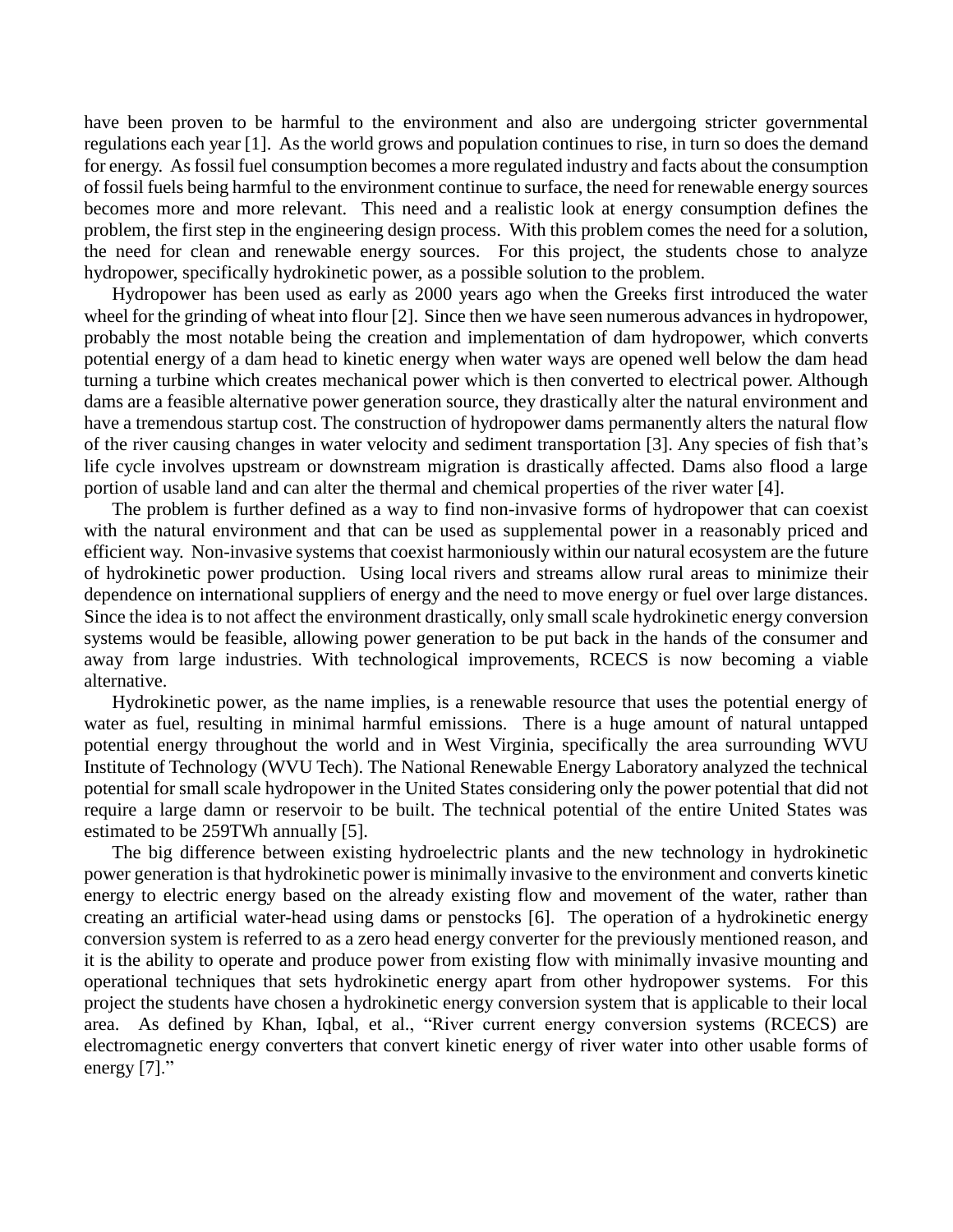have been proven to be harmful to the environment and also are undergoing stricter governmental regulations each year [1]. As the world grows and population continues to rise, in turn so does the demand for energy. As fossil fuel consumption becomes a more regulated industry and facts about the consumption of fossil fuels being harmful to the environment continue to surface, the need for renewable energy sources becomes more and more relevant. This need and a realistic look at energy consumption defines the problem, the first step in the engineering design process. With this problem comes the need for a solution, the need for clean and renewable energy sources. For this project, the students chose to analyze hydropower, specifically hydrokinetic power, as a possible solution to the problem.

Hydropower has been used as early as 2000 years ago when the Greeks first introduced the water wheel for the grinding of wheat into flour [2]. Since then we have seen numerous advances in hydropower, probably the most notable being the creation and implementation of dam hydropower, which converts potential energy of a dam head to kinetic energy when water ways are opened well below the dam head turning a turbine which creates mechanical power which is then converted to electrical power. Although dams are a feasible alternative power generation source, they drastically alter the natural environment and have a tremendous startup cost. The construction of hydropower dams permanently alters the natural flow of the river causing changes in water velocity and sediment transportation [3]. Any species of fish that's life cycle involves upstream or downstream migration is drastically affected. Dams also flood a large portion of usable land and can alter the thermal and chemical properties of the river water [4].

The problem is further defined as a way to find non-invasive forms of hydropower that can coexist with the natural environment and that can be used as supplemental power in a reasonably priced and efficient way. Non-invasive systems that coexist harmoniously within our natural ecosystem are the future of hydrokinetic power production. Using local rivers and streams allow rural areas to minimize their dependence on international suppliers of energy and the need to move energy or fuel over large distances. Since the idea is to not affect the environment drastically, only small scale hydrokinetic energy conversion systems would be feasible, allowing power generation to be put back in the hands of the consumer and away from large industries. With technological improvements, RCECS is now becoming a viable alternative.

Hydrokinetic power, as the name implies, is a renewable resource that uses the potential energy of water as fuel, resulting in minimal harmful emissions. There is a huge amount of natural untapped potential energy throughout the world and in West Virginia, specifically the area surrounding WVU Institute of Technology (WVU Tech). The National Renewable Energy Laboratory analyzed the technical potential for small scale hydropower in the United States considering only the power potential that did not require a large damn or reservoir to be built. The technical potential of the entire United States was estimated to be 259TWh annually [5].

The big difference between existing hydroelectric plants and the new technology in hydrokinetic power generation is that hydrokinetic power is minimally invasive to the environment and converts kinetic energy to electric energy based on the already existing flow and movement of the water, rather than creating an artificial water-head using dams or penstocks [6]. The operation of a hydrokinetic energy conversion system is referred to as a zero head energy converter for the previously mentioned reason, and it is the ability to operate and produce power from existing flow with minimally invasive mounting and operational techniques that sets hydrokinetic energy apart from other hydropower systems. For this project the students have chosen a hydrokinetic energy conversion system that is applicable to their local area. As defined by Khan, Iqbal, et al., "River current energy conversion systems (RCECS) are electromagnetic energy converters that convert kinetic energy of river water into other usable forms of energy [7]."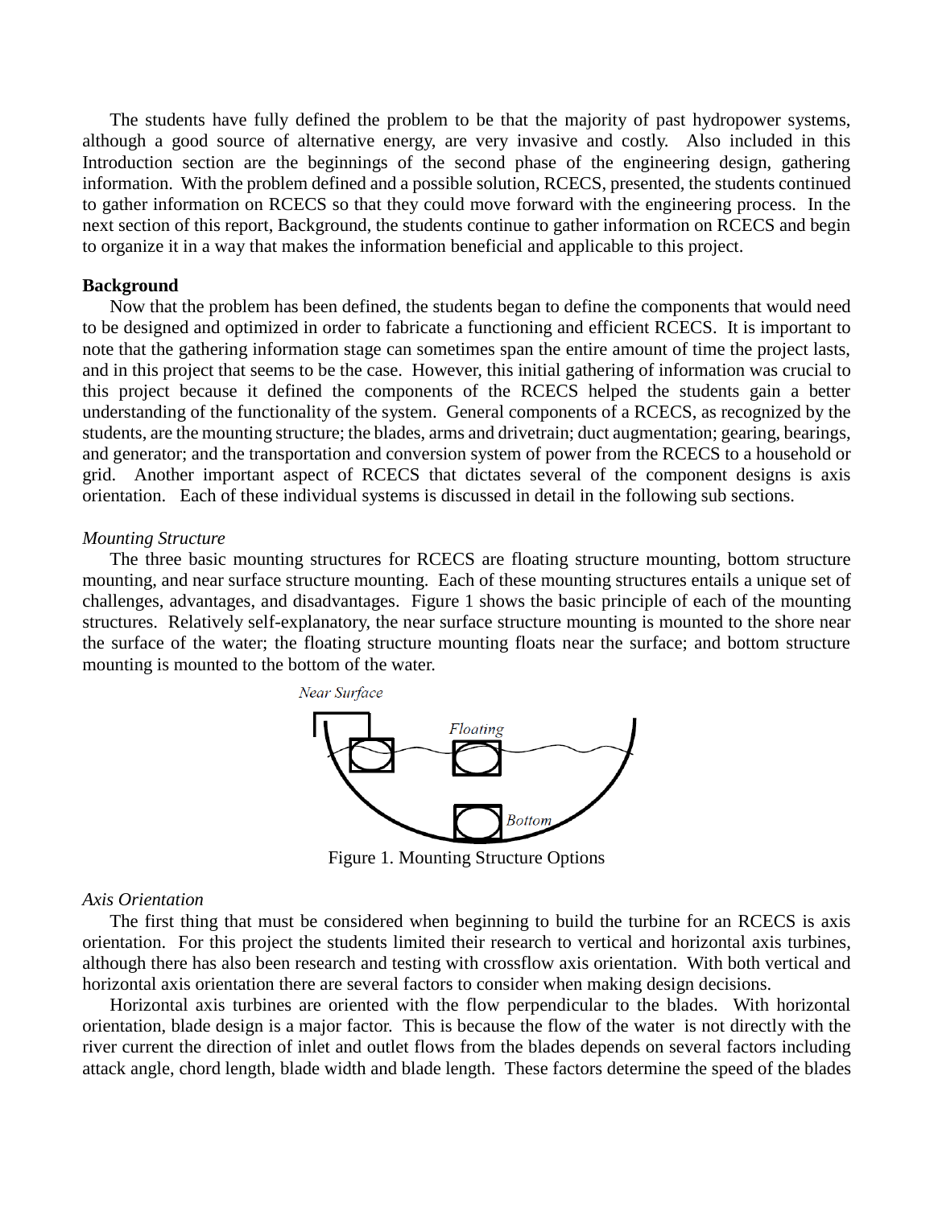The students have fully defined the problem to be that the majority of past hydropower systems, although a good source of alternative energy, are very invasive and costly. Also included in this Introduction section are the beginnings of the second phase of the engineering design, gathering information. With the problem defined and a possible solution, RCECS, presented, the students continued to gather information on RCECS so that they could move forward with the engineering process. In the next section of this report, Background, the students continue to gather information on RCECS and begin to organize it in a way that makes the information beneficial and applicable to this project.

**Background**

Now that the problem has been defined, the students began to define the components that would need to be designed and optimized in order to fabricate a functioning and efficient RCECS. It is important to note that the gathering information stage can sometimes span the entire amount of time the project lasts, and in this project that seems to be the case. However, this initial gathering of information was crucial to this project because it defined the components of the RCECS helped the students gain a better understanding of the functionality of the system. General components of a RCECS, as recognized by the students, are the mounting structure; the blades, arms and drivetrain; duct augmentation; gearing, bearings, and generator; and the transportation and conversion system of power from the RCECS to a household or grid. Another important aspect of RCECS that dictates several of the component designs is axis orientation. Each of these individual systems is discussed in detail in the following sub sections.

*Mounting Structure*

The three basic mounting structures for RCECS are floating structure mounting, bottom structure mounting, and near surface structure mounting. Each of these mounting structures entails a unique set of challenges, advantages, and disadvantages. Figure 1 shows the basic principle of each of the mounting structures. Relatively self-explanatory, the near surface structure mounting is mounted to the shore near the surface of the water; the floating structure mounting floats near the surface; and bottom structure mounting is mounted to the bottom of the water.

Figure 1. Mounting Structure Options

*Axis Orientation*

The first thing that must be considered when beginning to build the turbine for an RCECS is axis orientation. For this project the students limited their research to vertical and horizontal axis turbines, although there has also been research and testing with crossflow axis orientation. With both vertical and horizontal axis orientation there are several factors to consider when making design decisions.

Horizontal axis turbines are oriented with the flow perpendicular to the blades. With horizontal orientation, blade design is a major factor. This is because the flow of the water is not directly with the river current the direction of inlet and outlet flows from the blades depends on several factors including attack angle, chord length, blade width and blade length. These factors determine the speed of the blades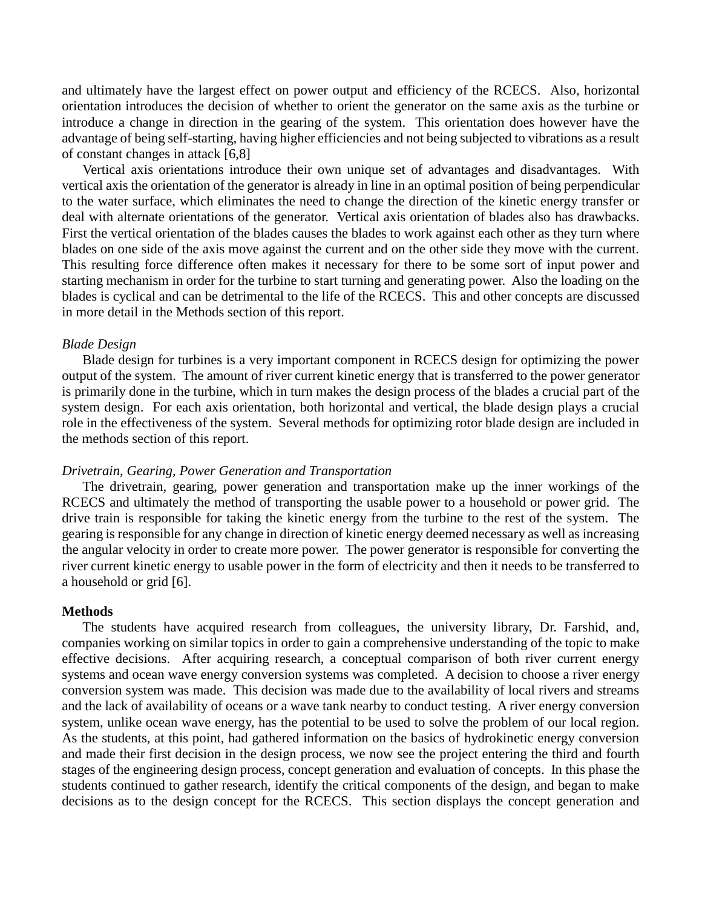and ultimately have the largest effect on power output and efficiency of the RCECS. Also, horizontal orientation introduces the decision of whether to orient the generator on the same axis as the turbine or introduce a change in direction in the gearing of the system. This orientation does however have the advantage of being self-starting, having higher efficiencies and not being subjected to vibrations as a result of constant changes in attack [6,8]

Vertical axis orientations introduce their own unique set of advantages and disadvantages. With vertical axis the orientation of the generator is already in line in an optimal position of being perpendicular to the water surface, which eliminates the need to change the direction of the kinetic energy transfer or deal with alternate orientations of the generator. Vertical axis orientation of blades also has drawbacks. First the vertical orientation of the blades causes the blades to work against each other as they turn where blades on one side of the axis move against the current and on the other side they move with the current. This resulting force difference often makes it necessary for there to be some sort of input power and starting mechanism in order for the turbine to start turning and generating power. Also the loading on the blades is cyclical and can be detrimental to the life of the RCECS. This and other concepts are discussed in more detail in the Methods section of this report.

*Blade Design*

Blade design for turbines is a very important component in RCECS design for optimizing the power output of the system. The amount of river current kinetic energy that is transferred to the power generator is primarily done in the turbine, which in turn makes the design process of the blades a crucial part of the system design. For each axis orientation, both horizontal and vertical, the blade design plays a crucial role in the effectiveness of the system. Several methods for optimizing rotor blade design are included in the methods section of this report.

*Drivetrain, Gearing, Power Generation and Transportation*

The drivetrain, gearing, power generation and transportation make up the inner workings of the RCECS and ultimately the method of transporting the usable power to a household or power grid. The drive train is responsible for taking the kinetic energy from the turbine to the rest of the system. The gearing is responsible for any change in direction of kinetic energy deemed necessary as well as increasing the angular velocity in order to create more power. The power generator is responsible for converting the river current kinetic energy to usable power in the form of electricity and then it needs to be transferred to a household or grid [6].

**Methods**

The students have acquired research from colleagues, the university library, Dr. Farshid, and, companies working on similar topics in order to gain a comprehensive understanding of the topic to make effective decisions. After acquiring research, a conceptual comparison of both river current energy systems and ocean wave energy conversion systems was completed. A decision to choose a river energy conversion system was made. This decision was made due to the availability of local rivers and streams and the lack of availability of oceans or a wave tank nearby to conduct testing. A river energy conversion system, unlike ocean wave energy, has the potential to be used to solve the problem of our local region. As the students, at this point, had gathered information on the basics of hydrokinetic energy conversion and made their first decision in the design process, we now see the project entering the third and fourth stages of the engineering design process, concept generation and evaluation of concepts. In this phase the students continued to gather research, identify the critical components of the design, and began to make decisions as to the design concept for the RCECS. This section displays the concept generation and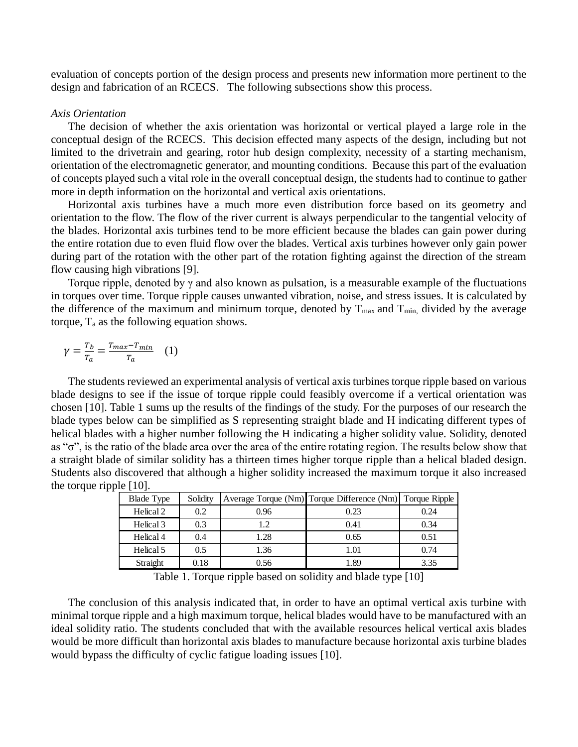evaluation of concepts portion of the design process and presents new information more pertinent to the design and fabrication of an RCECS. The following subsections show this process.

*Axis Orientation*

The decision of whether the axis orientation was horizontal or vertical played a large role in the conceptual design of the RCECS. This decision effected many aspects of the design, including but not limited to the drivetrain and gearing, rotor hub design complexity, necessity of a starting mechanism, orientation of the electromagnetic generator, and mounting conditions. Because this part of the evaluation of concepts played such a vital role in the overall conceptual design, the students had to continue to gather more in depth information on the horizontal and vertical axis orientations.

Horizontal axis turbines have a much more even distribution force based on its geometry and orientation to the flow. The flow of the river current is always perpendicular to the tangential velocity of the blades. Horizontal axis turbines tend to be more efficient because the blades can gain power during the entire rotation due to even fluid flow over the blades. Vertical axis turbines however only gain power during part of the rotation with the other part of the rotation fighting against the direction of the stream flow causing high vibrations [9].

Torque ripple, denoted by $\gamma$ and also known as pulsation, is a measurable example of the fluctuations in torques over time. Torque ripple causes unwanted vibration, noise, and stress issues. It is calculated by the difference of the maximum and minimum torque, denoted by $T_{max}$ and $T_{min}$, divided by the average torque, $T_a$ as the following equation shows.

$$\gamma = \frac{T_b}{T_a} = \frac{T_{max} - T_{min}}{T_a} \quad (1)$$

The students reviewed an experimental analysis of vertical axis turbines torque ripple based on various blade designs to see if the issue of torque ripple could feasibly overcome if a vertical orientation was chosen [10]. Table 1 sums up the results of the findings of the study. For the purposes of our research the blade types below can be simplified as S representing straight blade and H indicating different types of helical blades with a higher number following the H indicating a higher solidity value. Solidity, denoted as "σ", is the ratio of the blade area over the area of the entire rotating region. The results below show that a straight blade of similar solidity has a thirteen times higher torque ripple than a helical bladed design. Students also discovered that although a higher solidity increased the maximum torque it also increased the torque ripple [10].

| Blade Type | Solidity | Average Torque (Nm) | Torque Difference (Nm) | Torque Ripple |
|---|---|---|---|---|
| Helical 2 | 0.2 | 0.96 | 0.23 | 0.24 |
| Helical 3 | 0.3 | 1.2 | 0.41 | 0.34 |
| Helical 4 | 0.4 | 1.28 | 0.65 | 0.51 |
| Helical 5 | 0.5 | 1.36 | 1.01 | 0.74 |
| Straight | 0.18 | 0.56 | 1.89 | 3.35 |

Table 1. Torque ripple based on solidity and blade type [10]

The conclusion of this analysis indicated that, in order to have an optimal vertical axis turbine with minimal torque ripple and a high maximum torque, helical blades would have to be manufactured with an ideal solidity ratio. The students concluded that with the available resources helical vertical axis blades would be more difficult than horizontal axis blades to manufacture because horizontal axis turbine blades would bypass the difficulty of cyclic fatigue loading issues [10].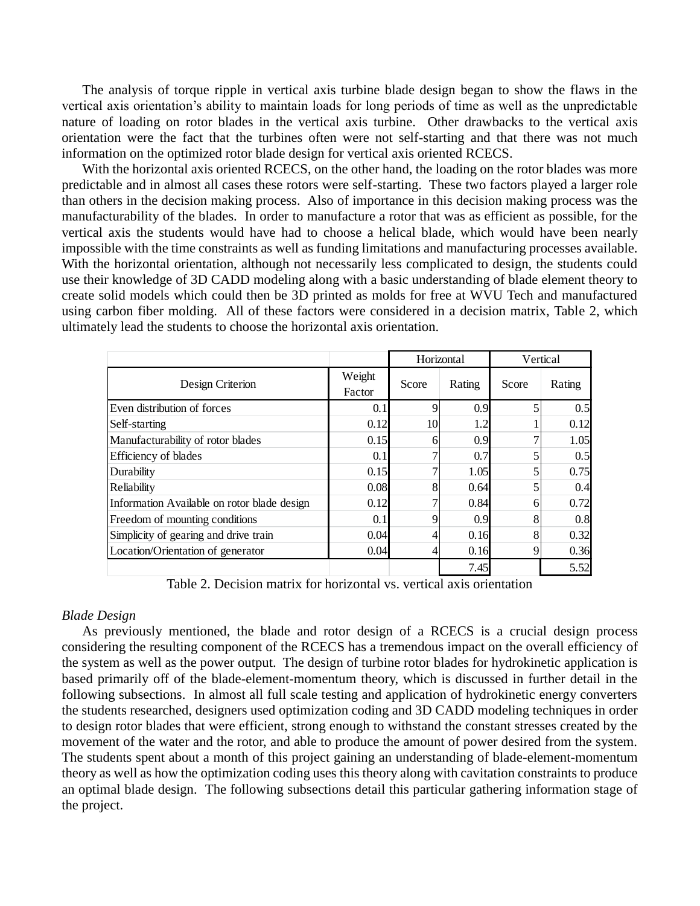The analysis of torque ripple in vertical axis turbine blade design began to show the flaws in the vertical axis orientation's ability to maintain loads for long periods of time as well as the unpredictable nature of loading on rotor blades in the vertical axis turbine. Other drawbacks to the vertical axis orientation were the fact that the turbines often were not self-starting and that there was not much information on the optimized rotor blade design for vertical axis oriented RCECS.

With the horizontal axis oriented RCECS, on the other hand, the loading on the rotor blades was more predictable and in almost all cases these rotors were self-starting. These two factors played a larger role than others in the decision making process. Also of importance in this decision making process was the manufacturability of the blades. In order to manufacture a rotor that was as efficient as possible, for the vertical axis the students would have had to choose a helical blade, which would have been nearly impossible with the time constraints as well as funding limitations and manufacturing processes available. With the horizontal orientation, although not necessarily less complicated to design, the students could use their knowledge of 3D CADD modeling along with a basic understanding of blade element theory to create solid models which could then be 3D printed as molds for free at WVU Tech and manufactured using carbon fiber molding. All of these factors were considered in a decision matrix, Table 2, which ultimately lead the students to choose the horizontal axis orientation.

| | | Horizontal | | Vertical | |
|---|---|---|---|---|---|
| Design Criterion | Weight Factor | Score | Rating | Score | Rating |
| Even distribution of forces | 0.1 | 9 | 0.9 | 5 | 0.5 |
| Self-starting | 0.12 | 10 | 1.2 | 1 | 0.12 |
| Manufacturability of rotor blades | 0.15 | 6 | 0.9 | 7 | 1.05 |
| Efficiency of blades | 0.1 | 7 | 0.7 | 5 | 0.5 |
| Durability | 0.15 | 7 | 1.05 | 5 | 0.75 |
| Reliability | 0.08 | 8 | 0.64 | 5 | 0.4 |
| Information Available on rotor blade design | 0.12 | 7 | 0.84 | 6 | 0.72 |
| Freedom of mounting conditions | 0.1 | 9 | 0.9 | 8 | 0.8 |
| Simplicity of gearing and drive train | 0.04 | 4 | 0.16 | 8 | 0.32 |
| Location/Orientation of generator | 0.04 | 4 | 0.16 | 9 | 0.36 |
| | | | 7.45 | | 5.52 |

Table 2. Decision matrix for horizontal vs. vertical axis orientation

*Blade Design*

As previously mentioned, the blade and rotor design of a RCECS is a crucial design process considering the resulting component of the RCECS has a tremendous impact on the overall efficiency of the system as well as the power output. The design of turbine rotor blades for hydrokinetic application is based primarily off of the blade-element-momentum theory, which is discussed in further detail in the following subsections. In almost all full scale testing and application of hydrokinetic energy converters the students researched, designers used optimization coding and 3D CADD modeling techniques in order to design rotor blades that were efficient, strong enough to withstand the constant stresses created by the movement of the water and the rotor, and able to produce the amount of power desired from the system. The students spent about a month of this project gaining an understanding of blade-element-momentum theory as well as how the optimization coding uses this theory along with cavitation constraints to produce an optimal blade design. The following subsections detail this particular gathering information stage of the project.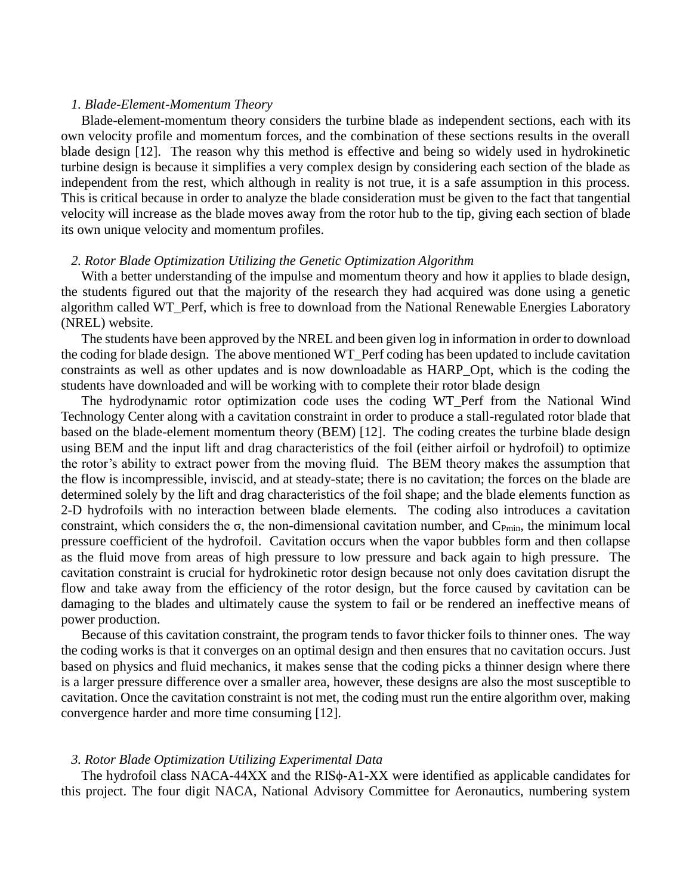### *1. Blade-Element-Momentum Theory*

Blade-element-momentum theory considers the turbine blade as independent sections, each with its own velocity profile and momentum forces, and the combination of these sections results in the overall blade design [12]. The reason why this method is effective and being so widely used in hydrokinetic turbine design is because it simplifies a very complex design by considering each section of the blade as independent from the rest, which although in reality is not true, it is a safe assumption in this process. This is critical because in order to analyze the blade consideration must be given to the fact that tangential velocity will increase as the blade moves away from the rotor hub to the tip, giving each section of blade its own unique velocity and momentum profiles.

### *2. Rotor Blade Optimization Utilizing the Genetic Optimization Algorithm*

With a better understanding of the impulse and momentum theory and how it applies to blade design, the students figured out that the majority of the research they had acquired was done using a genetic algorithm called WT_Perf, which is free to download from the National Renewable Energies Laboratory (NREL) website.

The students have been approved by the NREL and been given log in information in order to download the coding for blade design. The above mentioned WT_Perf coding has been updated to include cavitation constraints as well as other updates and is now downloadable as HARP_Opt, which is the coding the students have downloaded and will be working with to complete their rotor blade design

The hydrodynamic rotor optimization code uses the coding WT_Perf from the National Wind Technology Center along with a cavitation constraint in order to produce a stall-regulated rotor blade that based on the blade-element momentum theory (BEM) [12]. The coding creates the turbine blade design using BEM and the input lift and drag characteristics of the foil (either airfoil or hydrofoil) to optimize the rotor's ability to extract power from the moving fluid. The BEM theory makes the assumption that the flow is incompressible, inviscid, and at steady-state; there is no cavitation; the forces on the blade are determined solely by the lift and drag characteristics of the foil shape; and the blade elements function as 2-D hydrofoils with no interaction between blade elements. The coding also introduces a cavitation constraint, which considers the $\sigma$, the non-dimensional cavitation number, and $C_{Pmin}$, the minimum local pressure coefficient of the hydrofoil. Cavitation occurs when the vapor bubbles form and then collapse as the fluid move from areas of high pressure to low pressure and back again to high pressure. The cavitation constraint is crucial for hydrokinetic rotor design because not only does cavitation disrupt the flow and take away from the efficiency of the rotor design, but the force caused by cavitation can be damaging to the blades and ultimately cause the system to fail or be rendered an ineffective means of power production.

Because of this cavitation constraint, the program tends to favor thicker foils to thinner ones. The way the coding works is that it converges on an optimal design and then ensures that no cavitation occurs. Just based on physics and fluid mechanics, it makes sense that the coding picks a thinner design where there is a larger pressure difference over a smaller area, however, these designs are also the most susceptible to cavitation. Once the cavitation constraint is not met, the coding must run the entire algorithm over, making convergence harder and more time consuming [12].

### *3. Rotor Blade Optimization Utilizing Experimental Data*

The hydrofoil class NACA-44XX and the RISϕ-A1-XX were identified as applicable candidates for this project. The four digit NACA, National Advisory Committee for Aeronautics, numbering system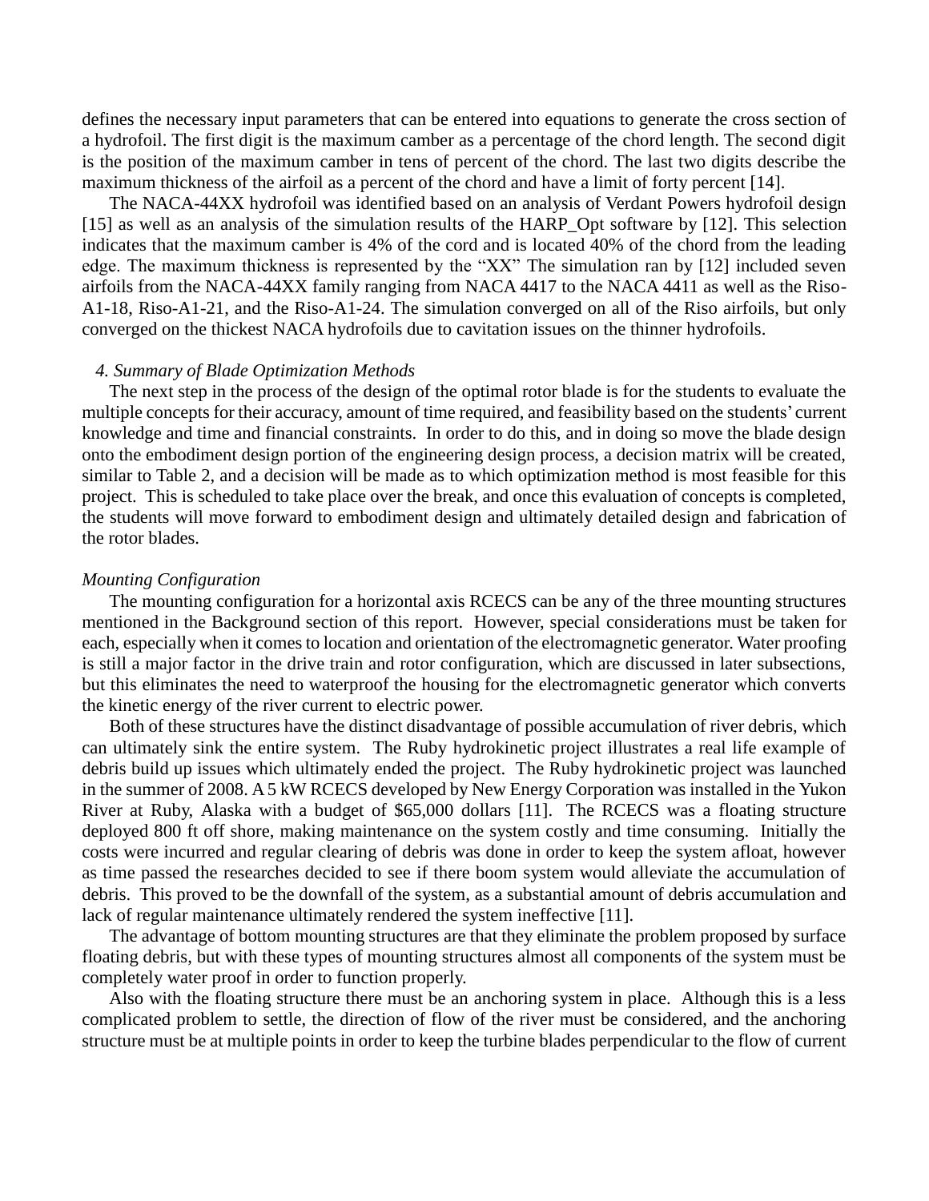defines the necessary input parameters that can be entered into equations to generate the cross section of a hydrofoil. The first digit is the maximum camber as a percentage of the chord length. The second digit is the position of the maximum camber in tens of percent of the chord. The last two digits describe the maximum thickness of the airfoil as a percent of the chord and have a limit of forty percent [14].

The NACA-44XX hydrofoil was identified based on an analysis of Verdant Powers hydrofoil design [15] as well as an analysis of the simulation results of the HARP_Opt software by [12]. This selection indicates that the maximum camber is 4% of the cord and is located 40% of the chord from the leading edge. The maximum thickness is represented by the "XX" The simulation ran by [12] included seven airfoils from the NACA-44XX family ranging from NACA 4417 to the NACA 4411 as well as the Riso-A1-18, Riso-A1-21, and the Riso-A1-24. The simulation converged on all of the Riso airfoils, but only converged on the thickest NACA hydrofoils due to cavitation issues on the thinner hydrofoils.

*4. Summary of Blade Optimization Methods*

The next step in the process of the design of the optimal rotor blade is for the students to evaluate the multiple concepts for their accuracy, amount of time required, and feasibility based on the students' current knowledge and time and financial constraints. In order to do this, and in doing so move the blade design onto the embodiment design portion of the engineering design process, a decision matrix will be created, similar to Table 2, and a decision will be made as to which optimization method is most feasible for this project. This is scheduled to take place over the break, and once this evaluation of concepts is completed, the students will move forward to embodiment design and ultimately detailed design and fabrication of the rotor blades.

*Mounting Configuration*

The mounting configuration for a horizontal axis RCECS can be any of the three mounting structures mentioned in the Background section of this report. However, special considerations must be taken for each, especially when it comes to location and orientation of the electromagnetic generator. Water proofing is still a major factor in the drive train and rotor configuration, which are discussed in later subsections, but this eliminates the need to waterproof the housing for the electromagnetic generator which converts the kinetic energy of the river current to electric power.

Both of these structures have the distinct disadvantage of possible accumulation of river debris, which can ultimately sink the entire system. The Ruby hydrokinetic project illustrates a real life example of debris build up issues which ultimately ended the project. The Ruby hydrokinetic project was launched in the summer of 2008. A 5 kW RCECS developed by New Energy Corporation was installed in the Yukon River at Ruby, Alaska with a budget of $65,000 dollars [11]. The RCECS was a floating structure deployed 800 ft off shore, making maintenance on the system costly and time consuming. Initially the costs were incurred and regular clearing of debris was done in order to keep the system afloat, however as time passed the researches decided to see if there boom system would alleviate the accumulation of debris. This proved to be the downfall of the system, as a substantial amount of debris accumulation and lack of regular maintenance ultimately rendered the system ineffective [11].

The advantage of bottom mounting structures are that they eliminate the problem proposed by surface floating debris, but with these types of mounting structures almost all components of the system must be completely water proof in order to function properly.

Also with the floating structure there must be an anchoring system in place. Although this is a less complicated problem to settle, the direction of flow of the river must be considered, and the anchoring structure must be at multiple points in order to keep the turbine blades perpendicular to the flow of current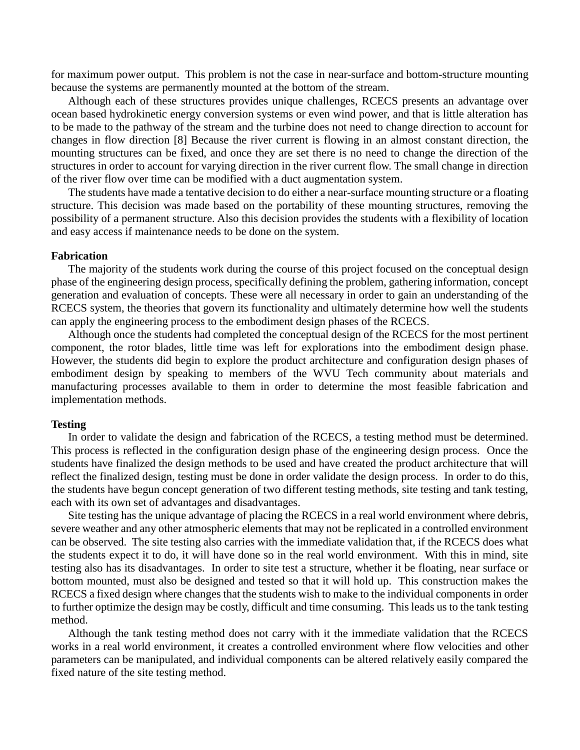for maximum power output. This problem is not the case in near-surface and bottom-structure mounting because the systems are permanently mounted at the bottom of the stream.

Although each of these structures provides unique challenges, RCECS presents an advantage over ocean based hydrokinetic energy conversion systems or even wind power, and that is little alteration has to be made to the pathway of the stream and the turbine does not need to change direction to account for changes in flow direction [8] Because the river current is flowing in an almost constant direction, the mounting structures can be fixed, and once they are set there is no need to change the direction of the structures in order to account for varying direction in the river current flow. The small change in direction of the river flow over time can be modified with a duct augmentation system.

The students have made a tentative decision to do either a near-surface mounting structure or a floating structure. This decision was made based on the portability of these mounting structures, removing the possibility of a permanent structure. Also this decision provides the students with a flexibility of location and easy access if maintenance needs to be done on the system.

**Fabrication**

The majority of the students work during the course of this project focused on the conceptual design phase of the engineering design process, specifically defining the problem, gathering information, concept generation and evaluation of concepts. These were all necessary in order to gain an understanding of the RCECS system, the theories that govern its functionality and ultimately determine how well the students can apply the engineering process to the embodiment design phases of the RCECS.

Although once the students had completed the conceptual design of the RCECS for the most pertinent component, the rotor blades, little time was left for explorations into the embodiment design phase. However, the students did begin to explore the product architecture and configuration design phases of embodiment design by speaking to members of the WVU Tech community about materials and manufacturing processes available to them in order to determine the most feasible fabrication and implementation methods.

**Testing**

In order to validate the design and fabrication of the RCECS, a testing method must be determined. This process is reflected in the configuration design phase of the engineering design process. Once the students have finalized the design methods to be used and have created the product architecture that will reflect the finalized design, testing must be done in order validate the design process. In order to do this, the students have begun concept generation of two different testing methods, site testing and tank testing, each with its own set of advantages and disadvantages.

Site testing has the unique advantage of placing the RCECS in a real world environment where debris, severe weather and any other atmospheric elements that may not be replicated in a controlled environment can be observed. The site testing also carries with the immediate validation that, if the RCECS does what the students expect it to do, it will have done so in the real world environment. With this in mind, site testing also has its disadvantages. In order to site test a structure, whether it be floating, near surface or bottom mounted, must also be designed and tested so that it will hold up. This construction makes the RCECS a fixed design where changes that the students wish to make to the individual components in order to further optimize the design may be costly, difficult and time consuming. This leads us to the tank testing method.

Although the tank testing method does not carry with it the immediate validation that the RCECS works in a real world environment, it creates a controlled environment where flow velocities and other parameters can be manipulated, and individual components can be altered relatively easily compared the fixed nature of the site testing method.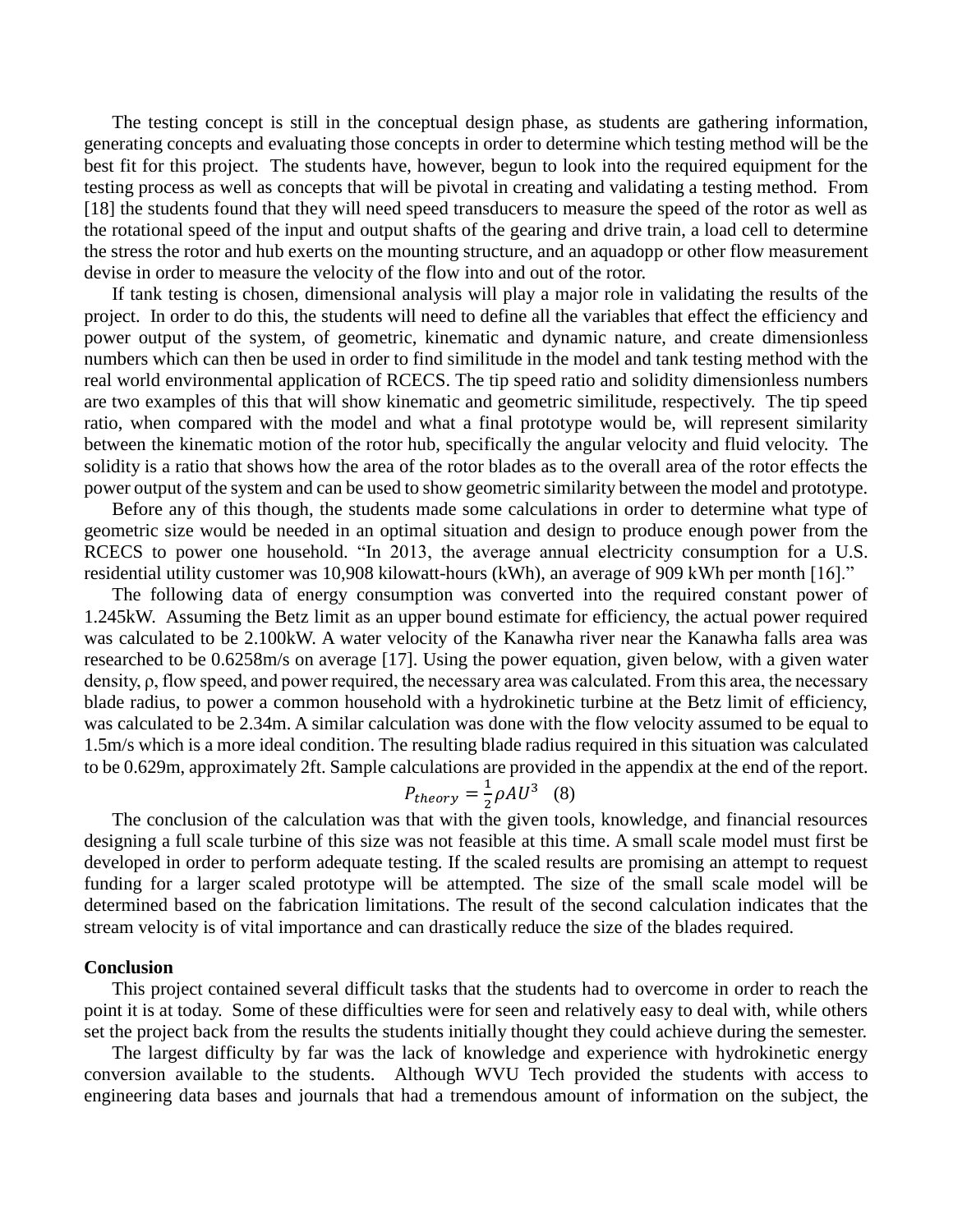The testing concept is still in the conceptual design phase, as students are gathering information, generating concepts and evaluating those concepts in order to determine which testing method will be the best fit for this project. The students have, however, begun to look into the required equipment for the testing process as well as concepts that will be pivotal in creating and validating a testing method. From [18] the students found that they will need speed transducers to measure the speed of the rotor as well as the rotational speed of the input and output shafts of the gearing and drive train, a load cell to determine the stress the rotor and hub exerts on the mounting structure, and an aquadopp or other flow measurement devise in order to measure the velocity of the flow into and out of the rotor.

If tank testing is chosen, dimensional analysis will play a major role in validating the results of the project. In order to do this, the students will need to define all the variables that effect the efficiency and power output of the system, of geometric, kinematic and dynamic nature, and create dimensionless numbers which can then be used in order to find similitude in the model and tank testing method with the real world environmental application of RCECS. The tip speed ratio and solidity dimensionless numbers are two examples of this that will show kinematic and geometric similitude, respectively. The tip speed ratio, when compared with the model and what a final prototype would be, will represent similarity between the kinematic motion of the rotor hub, specifically the angular velocity and fluid velocity. The solidity is a ratio that shows how the area of the rotor blades as to the overall area of the rotor effects the power output of the system and can be used to show geometric similarity between the model and prototype.

Before any of this though, the students made some calculations in order to determine what type of geometric size would be needed in an optimal situation and design to produce enough power from the RCECS to power one household. "In 2013, the average annual electricity consumption for a U.S. residential utility customer was 10,908 kilowatt-hours (kWh), an average of 909 kWh per month [16]."

The following data of energy consumption was converted into the required constant power of 1.245kW. Assuming the Betz limit as an upper bound estimate for efficiency, the actual power required was calculated to be 2.100kW. A water velocity of the Kanawha river near the Kanawha falls area was researched to be 0.6258m/s on average [17]. Using the power equation, given below, with a given water density, ρ, flow speed, and power required, the necessary area was calculated. From this area, the necessary blade radius, to power a common household with a hydrokinetic turbine at the Betz limit of efficiency, was calculated to be 2.34m. A similar calculation was done with the flow velocity assumed to be equal to 1.5m/s which is a more ideal condition. The resulting blade radius required in this situation was calculated to be 0.629m, approximately 2ft. Sample calculations are provided in the appendix at the end of the report.

$$P_{theory} = \frac{1}{2}\rho A U^3 \quad (8)$$

The conclusion of the calculation was that with the given tools, knowledge, and financial resources designing a full scale turbine of this size was not feasible at this time. A small scale model must first be developed in order to perform adequate testing. If the scaled results are promising an attempt to request funding for a larger scaled prototype will be attempted. The size of the small scale model will be determined based on the fabrication limitations. The result of the second calculation indicates that the stream velocity is of vital importance and can drastically reduce the size of the blades required.

**Conclusion**

This project contained several difficult tasks that the students had to overcome in order to reach the point it is at today. Some of these difficulties were for seen and relatively easy to deal with, while others set the project back from the results the students initially thought they could achieve during the semester.

The largest difficulty by far was the lack of knowledge and experience with hydrokinetic energy conversion available to the students. Although WVU Tech provided the students with access to engineering data bases and journals that had a tremendous amount of information on the subject, the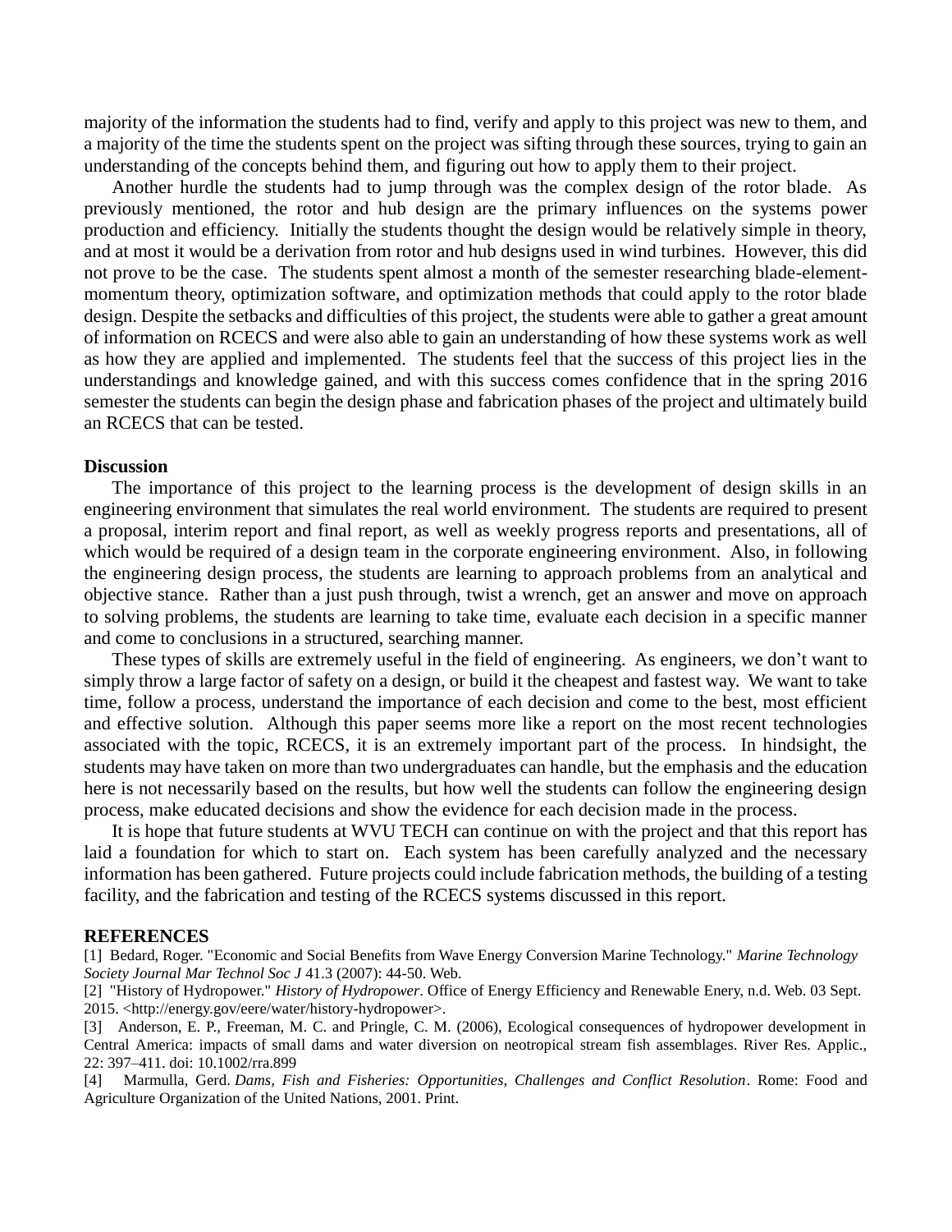majority of the information the students had to find, verify and apply to this project was new to them, and a majority of the time the students spent on the project was sifting through these sources, trying to gain an understanding of the concepts behind them, and figuring out how to apply them to their project.

Another hurdle the students had to jump through was the complex design of the rotor blade. As previously mentioned, the rotor and hub design are the primary influences on the systems power production and efficiency. Initially the students thought the design would be relatively simple in theory, and at most it would be a derivation from rotor and hub designs used in wind turbines. However, this did not prove to be the case. The students spent almost a month of the semester researching blade-element-momentum theory, optimization software, and optimization methods that could apply to the rotor blade design. Despite the setbacks and difficulties of this project, the students were able to gather a great amount of information on RCECS and were also able to gain an understanding of how these systems work as well as how they are applied and implemented. The students feel that the success of this project lies in the understandings and knowledge gained, and with this success comes confidence that in the spring 2016 semester the students can begin the design phase and fabrication phases of the project and ultimately build an RCECS that can be tested.

**Discussion**

The importance of this project to the learning process is the development of design skills in an engineering environment that simulates the real world environment. The students are required to present a proposal, interim report and final report, as well as weekly progress reports and presentations, all of which would be required of a design team in the corporate engineering environment. Also, in following the engineering design process, the students are learning to approach problems from an analytical and objective stance. Rather than a just push through, twist a wrench, get an answer and move on approach to solving problems, the students are learning to take time, evaluate each decision in a specific manner and come to conclusions in a structured, searching manner.

These types of skills are extremely useful in the field of engineering. As engineers, we don't want to simply throw a large factor of safety on a design, or build it the cheapest and fastest way. We want to take time, follow a process, understand the importance of each decision and come to the best, most efficient and effective solution. Although this paper seems more like a report on the most recent technologies associated with the topic, RCECS, it is an extremely important part of the process. In hindsight, the students may have taken on more than two undergraduates can handle, but the emphasis and the education here is not necessarily based on the results, but how well the students can follow the engineering design process, make educated decisions and show the evidence for each decision made in the process.

It is hope that future students at WVU TECH can continue on with the project and that this report has laid a foundation for which to start on. Each system has been carefully analyzed and the necessary information has been gathered. Future projects could include fabrication methods, the building of a testing facility, and the fabrication and testing of the RCECS systems discussed in this report.

**REFERENCES**

[1] Bedard, Roger. "Economic and Social Benefits from Wave Energy Conversion Marine Technology." *Marine Technology Society Journal Mar Technol Soc J* 41.3 (2007): 44-50. Web.

[2] "History of Hydropower." *History of Hydropower*. Office of Energy Efficiency and Renewable Enery, n.d. Web. 03 Sept. 2015. <http://energy.gov/eere/water/history-hydropower>.

[3] Anderson, E. P., Freeman, M. C. and Pringle, C. M. (2006), Ecological consequences of hydropower development in Central America: impacts of small dams and water diversion on neotropical stream fish assemblages. River Res. Applic., 22: 397–411. doi: 10.1002/rra.899

[4] Marmulla, Gerd. *Dams, Fish and Fisheries: Opportunities, Challenges and Conflict Resolution*. Rome: Food and Agriculture Organization of the United Nations, 2001. Print.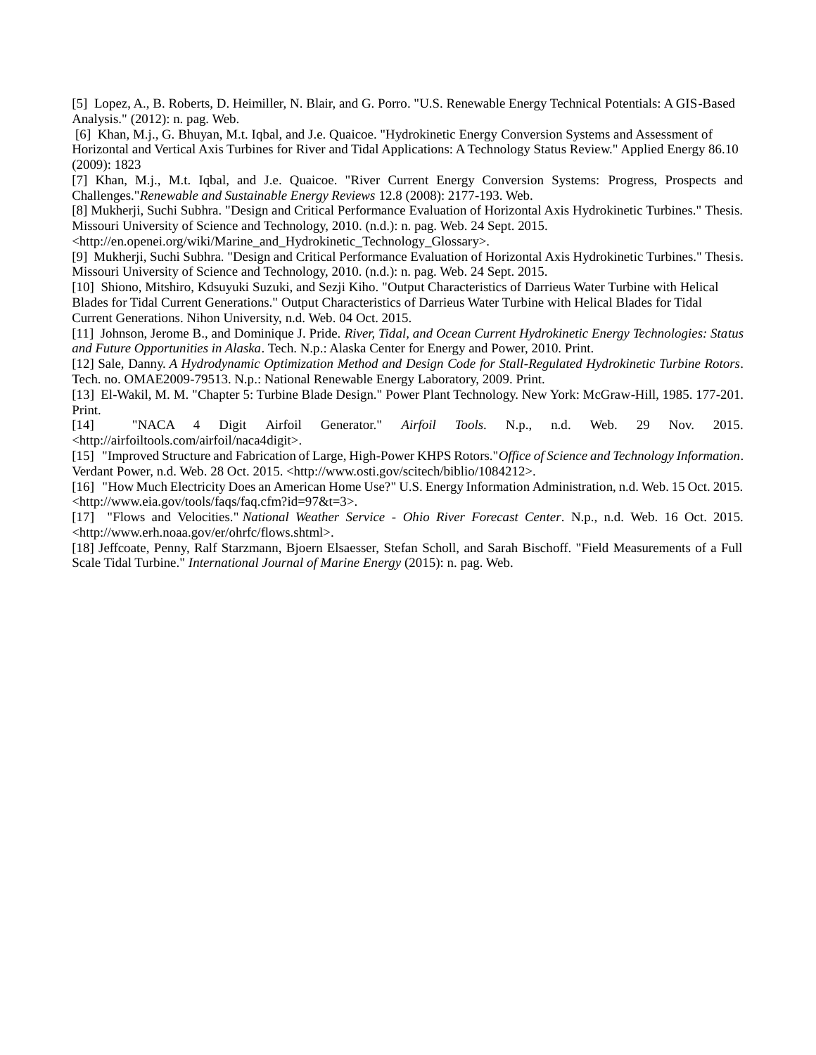[5] Lopez, A., B. Roberts, D. Heimiller, N. Blair, and G. Porro. "U.S. Renewable Energy Technical Potentials: A GIS-Based Analysis." (2012): n. pag. Web.

[6] Khan, M.j., G. Bhuyan, M.t. Iqbal, and J.e. Quaicoe. "Hydrokinetic Energy Conversion Systems and Assessment of Horizontal and Vertical Axis Turbines for River and Tidal Applications: A Technology Status Review." Applied Energy 86.10 (2009): 1823

[7] Khan, M.j., M.t. Iqbal, and J.e. Quaicoe. "River Current Energy Conversion Systems: Progress, Prospects and Challenges."*Renewable and Sustainable Energy Reviews* 12.8 (2008): 2177-193. Web.

[8] Mukherji, Suchi Subhra. "Design and Critical Performance Evaluation of Horizontal Axis Hydrokinetic Turbines." Thesis. Missouri University of Science and Technology, 2010. (n.d.): n. pag. Web. 24 Sept. 2015. <http://en.openei.org/wiki/Marine_and_Hydrokinetic_Technology_Glossary>.

[9] Mukherji, Suchi Subhra. "Design and Critical Performance Evaluation of Horizontal Axis Hydrokinetic Turbines." Thesis. Missouri University of Science and Technology, 2010. (n.d.): n. pag. Web. 24 Sept. 2015.

[10] Shiono, Mitshiro, Kdsuyuki Suzuki, and Sezji Kiho. "Output Characteristics of Darrieus Water Turbine with Helical Blades for Tidal Current Generations." Output Characteristics of Darrieus Water Turbine with Helical Blades for Tidal Current Generations. Nihon University, n.d. Web. 04 Oct. 2015.

[11] Johnson, Jerome B., and Dominique J. Pride. *River, Tidal, and Ocean Current Hydrokinetic Energy Technologies: Status and Future Opportunities in Alaska*. Tech. N.p.: Alaska Center for Energy and Power, 2010. Print.

[12] Sale, Danny. *A Hydrodynamic Optimization Method and Design Code for Stall-Regulated Hydrokinetic Turbine Rotors*. Tech. no. OMAE2009-79513. N.p.: National Renewable Energy Laboratory, 2009. Print.

[13] El-Wakil, M. M. "Chapter 5: Turbine Blade Design." Power Plant Technology. New York: McGraw-Hill, 1985. 177-201. Print.

[14] "NACA 4 Digit Airfoil Generator." *Airfoil Tools*. N.p., n.d. Web. 29 Nov. 2015. <http://airfoiltools.com/airfoil/naca4digit>.

[15] "Improved Structure and Fabrication of Large, High-Power KHPS Rotors."*Office of Science and Technology Information*. Verdant Power, n.d. Web. 28 Oct. 2015. <http://www.osti.gov/scitech/biblio/1084212>.

[16] "How Much Electricity Does an American Home Use?" U.S. Energy Information Administration, n.d. Web. 15 Oct. 2015. <http://www.eia.gov/tools/faqs/faq.cfm?id=97&t=3>.

[17] "Flows and Velocities." *National Weather Service - Ohio River Forecast Center*. N.p., n.d. Web. 16 Oct. 2015. <http://www.erh.noaa.gov/er/ohrfc/flows.shtml>.

[18] Jeffcoate, Penny, Ralf Starzmann, Bjoern Elsaesser, Stefan Scholl, and Sarah Bischoff. "Field Measurements of a Full Scale Tidal Turbine." *International Journal of Marine Energy* (2015): n. pag. Web.